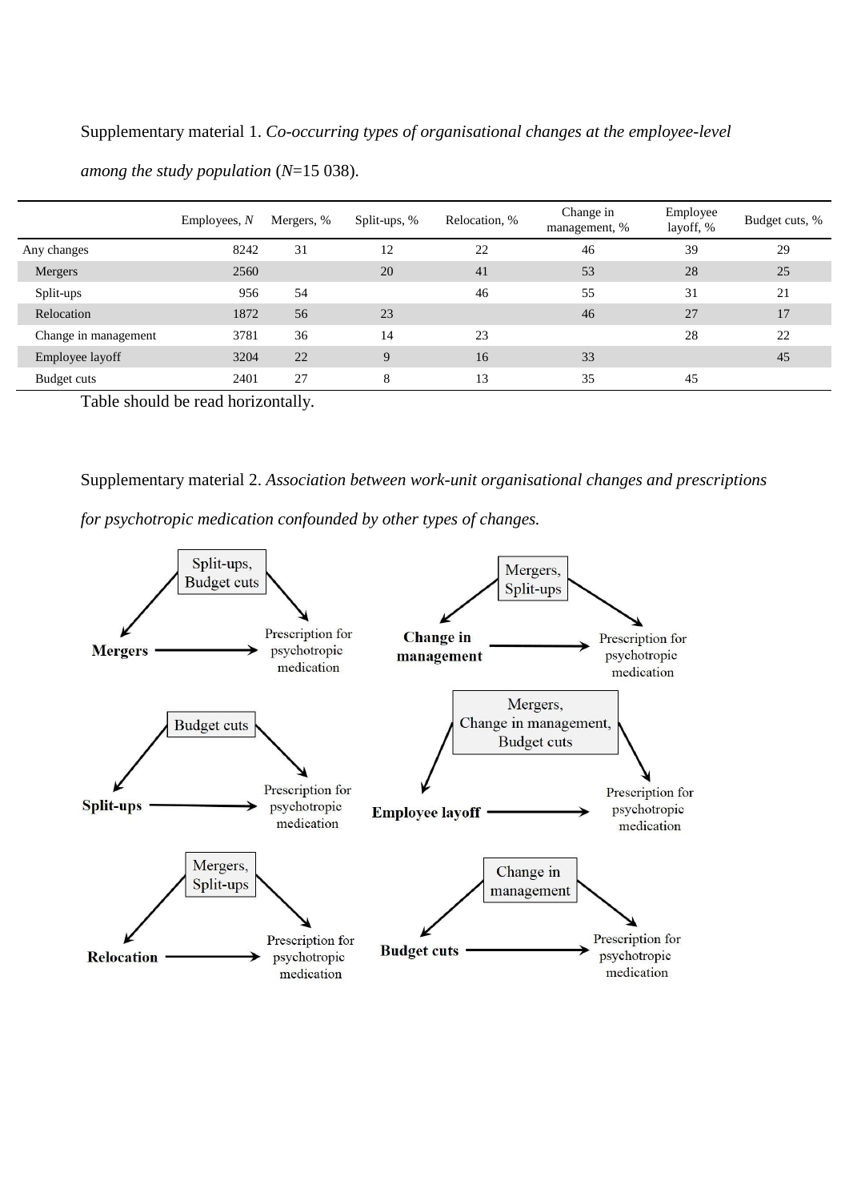Supplementary material 1. *Co-occurring types of organisational changes at the employee-level among the study population* (*N*=15 038).

| | Employees, *N* | Mergers, % | Split-ups, % | Relocation, % | Change in management, % | Employee layoff, % | Budget cuts, % |
|---|---|---|---|---|---|---|---|
| Any changes | 8242 | 31 | 12 | 22 | 46 | 39 | 29 |
| Mergers | 2560 | | 20 | 41 | 53 | 28 | 25 |
| Split-ups | 956 | 54 | | 46 | 55 | 31 | 21 |
| Relocation | 1872 | 56 | 23 | | 46 | 27 | 17 |
| Change in management | 3781 | 36 | 14 | 23 | | 28 | 22 |
| Employee layoff | 3204 | 22 | 9 | 16 | 33 | | 45 |
| Budget cuts | 2401 | 27 | 8 | 13 | 35 | 45 | |

Table should be read horizontally.

Supplementary material 2. *Association between work-unit organisational changes and prescriptions for psychotropic medication confounded by other types of changes.*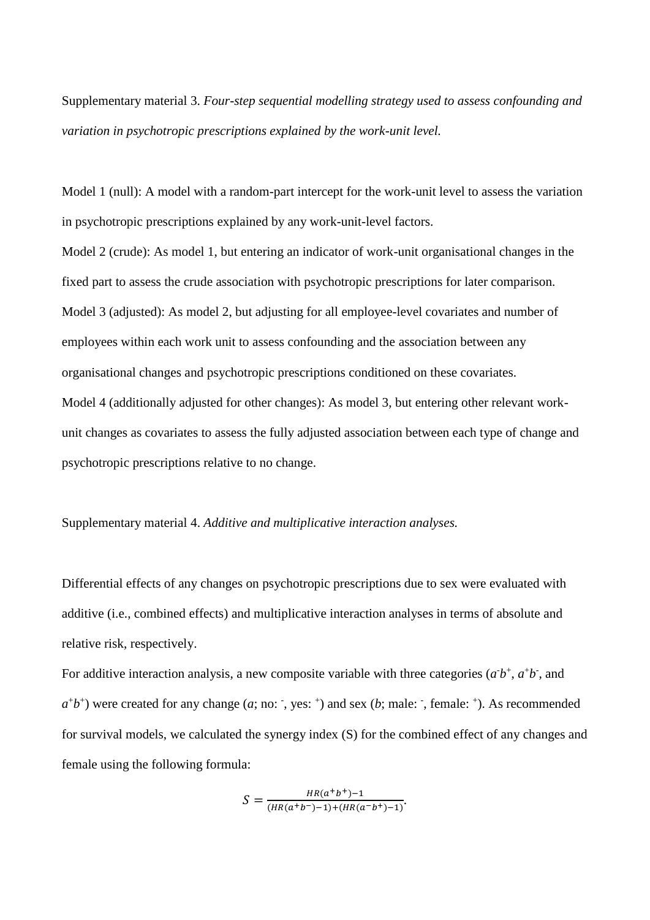Supplementary material 3. *Four-step sequential modelling strategy used to assess confounding and variation in psychotropic prescriptions explained by the work-unit level.*

Model 1 (null): A model with a random-part intercept for the work-unit level to assess the variation in psychotropic prescriptions explained by any work-unit-level factors.

Model 2 (crude): As model 1, but entering an indicator of work-unit organisational changes in the fixed part to assess the crude association with psychotropic prescriptions for later comparison.

Model 3 (adjusted): As model 2, but adjusting for all employee-level covariates and number of employees within each work unit to assess confounding and the association between any organisational changes and psychotropic prescriptions conditioned on these covariates.

Model 4 (additionally adjusted for other changes): As model 3, but entering other relevant work-unit changes as covariates to assess the fully adjusted association between each type of change and psychotropic prescriptions relative to no change.

Supplementary material 4. *Additive and multiplicative interaction analyses.*

Differential effects of any changes on psychotropic prescriptions due to sex were evaluated with additive (i.e., combined effects) and multiplicative interaction analyses in terms of absolute and relative risk, respectively.

For additive interaction analysis, a new composite variable with three categories ($a^-b^+$, $a^+b^-$, and $a^+b^+$) were created for any change ($a$; no: $^-$, yes: $^+$) and sex ($b$; male: $^-$, female: $^+$). As recommended for survival models, we calculated the synergy index (S) for the combined effect of any changes and female using the following formula:

$$S = \frac{HR(a^+b^+) - 1}{(HR(a^+b^-) - 1) + (HR(a^-b^+) - 1)}.$$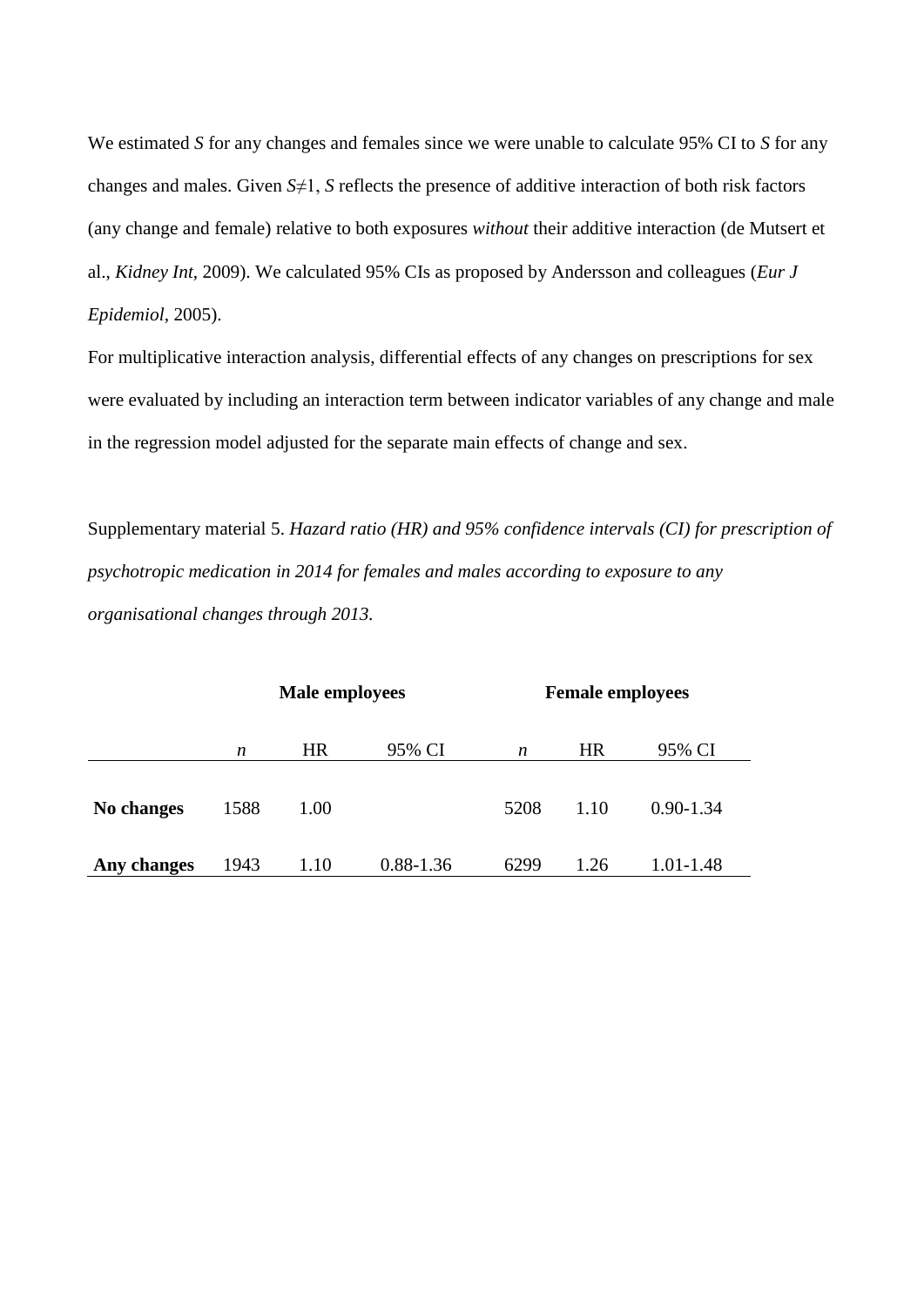We estimated *S* for any changes and females since we were unable to calculate 95% CI to *S* for any changes and males. Given $S \neq 1$, *S* reflects the presence of additive interaction of both risk factors (any change and female) relative to both exposures *without* their additive interaction (de Mutsert et al., *Kidney Int*, 2009). We calculated 95% CIs as proposed by Andersson and colleagues (*Eur J Epidemiol*, 2005).

For multiplicative interaction analysis, differential effects of any changes on prescriptions for sex were evaluated by including an interaction term between indicator variables of any change and male in the regression model adjusted for the separate main effects of change and sex.

Supplementary material 5. *Hazard ratio (HR) and 95% confidence intervals (CI) for prescription of psychotropic medication in 2014 for females and males according to exposure to any organisational changes through 2013.*

| | **Male employees** | | | **Female employees** | | |
|---|---|---|---|---|---|---|
| | *n* | HR | 95% CI | *n* | HR | 95% CI |
| **No changes** | 1588 | 1.00 | | 5208 | 1.10 | 0.90-1.34 |
| **Any changes** | 1943 | 1.10 | 0.88-1.36 | 6299 | 1.26 | 1.01-1.48 |